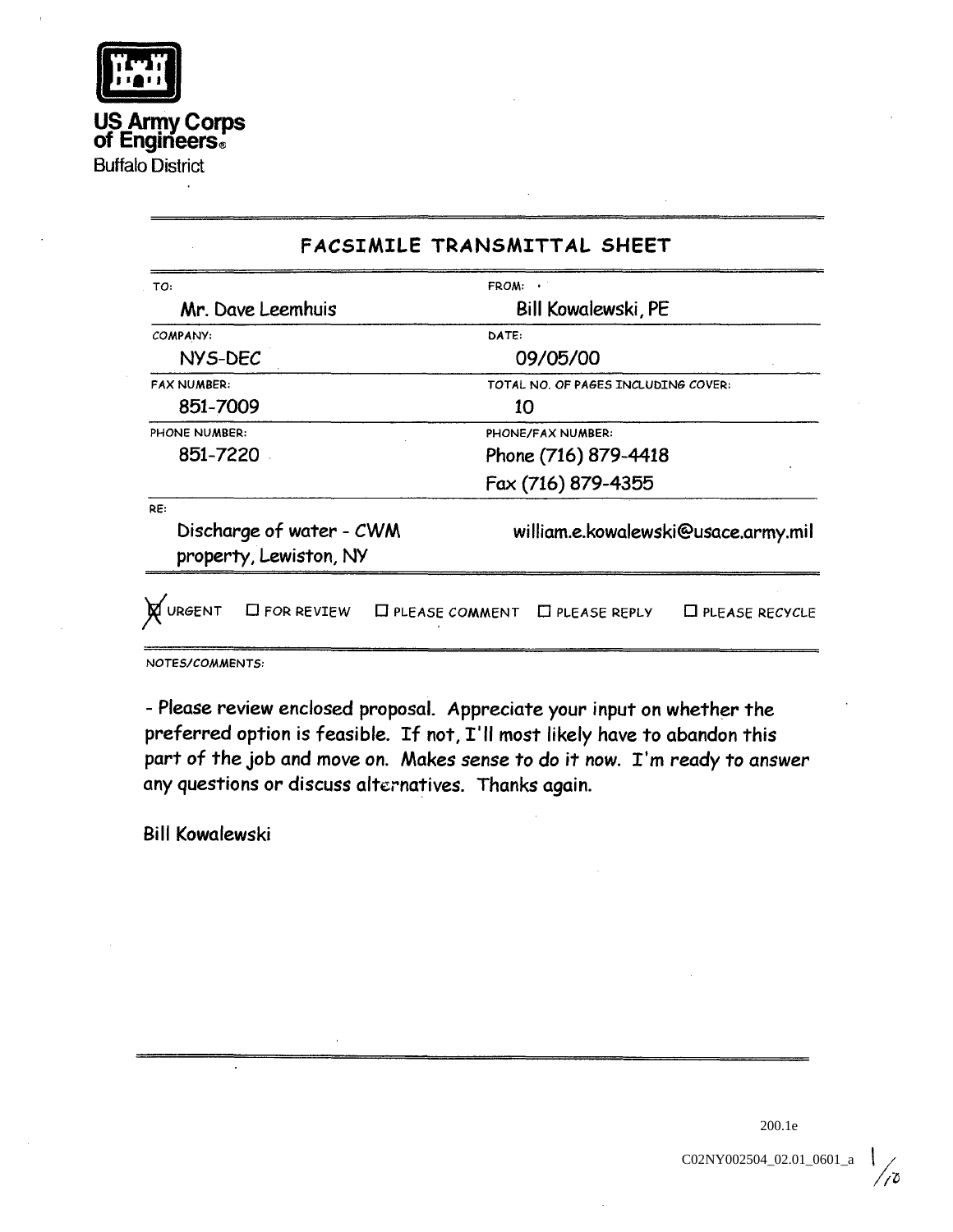US Army Corps of Engineers®
Buffalo District

## FACSIMILE TRANSMITTAL SHEET

| TO: | FROM: |
|---|---|
| Mr. Dave Leemhuis | Bill Kowalewski, PE |
| COMPANY: | DATE: |
| NYS-DEC | 09/05/00 |
| FAX NUMBER: | TOTAL NO. OF PAGES INCLUDING COVER: |
| 851-7009 | 10 |
| PHONE NUMBER: | PHONE/FAX NUMBER: |
| 851-7220 | Phone (716) 879-4418<br>Fax (716) 879-4355 |
| RE: | |
| Discharge of water - CWM property, Lewiston, NY | william.e.kowalewski@usace.army.mil |

☒ URGENT ☐ FOR REVIEW ☐ PLEASE COMMENT ☐ PLEASE REPLY ☐ PLEASE RECYCLE

NOTES/COMMENTS:

- Please review enclosed proposal. Appreciate your input on whether the preferred option is feasible. If not, I'll most likely have to abandon this part of the job and move on. Makes sense to do it now. I'm ready to answer any questions or discuss alternatives. Thanks again.

Bill Kowalewski

200.1e

C02NY002504_02.01_0601_a 1/10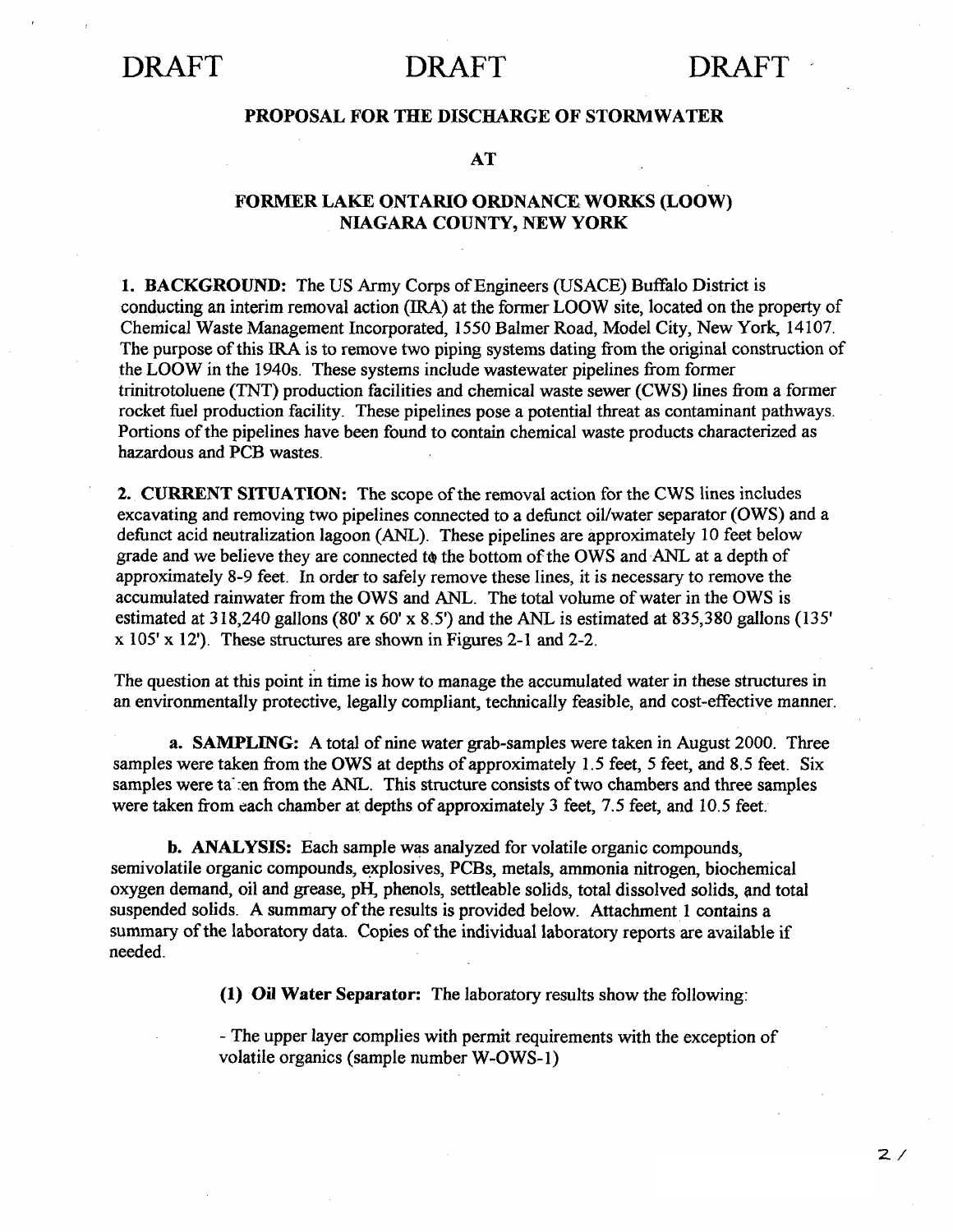DRAFT DRAFT DRAFT

**PROPOSAL FOR THE DISCHARGE OF STORMWATER**

**AT**

**FORMER LAKE ONTARIO ORDNANCE WORKS (LOOW)
NIAGARA COUNTY, NEW YORK**

**1. BACKGROUND:** The US Army Corps of Engineers (USACE) Buffalo District is conducting an interim removal action (IRA) at the former LOOW site, located on the property of Chemical Waste Management Incorporated, 1550 Balmer Road, Model City, New York, 14107. The purpose of this IRA is to remove two piping systems dating from the original construction of the LOOW in the 1940s. These systems include wastewater pipelines from former trinitrotoluene (TNT) production facilities and chemical waste sewer (CWS) lines from a former rocket fuel production facility. These pipelines pose a potential threat as contaminant pathways. Portions of the pipelines have been found to contain chemical waste products characterized as hazardous and PCB wastes.

**2. CURRENT SITUATION:** The scope of the removal action for the CWS lines includes excavating and removing two pipelines connected to a defunct oil/water separator (OWS) and a defunct acid neutralization lagoon (ANL). These pipelines are approximately 10 feet below grade and we believe they are connected to the bottom of the OWS and ANL at a depth of approximately 8-9 feet. In order to safely remove these lines, it is necessary to remove the accumulated rainwater from the OWS and ANL. The total volume of water in the OWS is estimated at 318,240 gallons (80' x 60' x 8.5') and the ANL is estimated at 835,380 gallons (135' x 105' x 12'). These structures are shown in Figures 2-1 and 2-2.

The question at this point in time is how to manage the accumulated water in these structures in an environmentally protective, legally compliant, technically feasible, and cost-effective manner.

**a. SAMPLING:** A total of nine water grab-samples were taken in August 2000. Three samples were taken from the OWS at depths of approximately 1.5 feet, 5 feet, and 8.5 feet. Six samples were taken from the ANL. This structure consists of two chambers and three samples were taken from each chamber at depths of approximately 3 feet, 7.5 feet, and 10.5 feet.

**b. ANALYSIS:** Each sample was analyzed for volatile organic compounds, semivolatile organic compounds, explosives, PCBs, metals, ammonia nitrogen, biochemical oxygen demand, oil and grease, pH, phenols, settleable solids, total dissolved solids, and total suspended solids. A summary of the results is provided below. Attachment 1 contains a summary of the laboratory data. Copies of the individual laboratory reports are available if needed.

**(1) Oil Water Separator:** The laboratory results show the following:

- The upper layer complies with permit requirements with the exception of volatile organics (sample number W-OWS-1)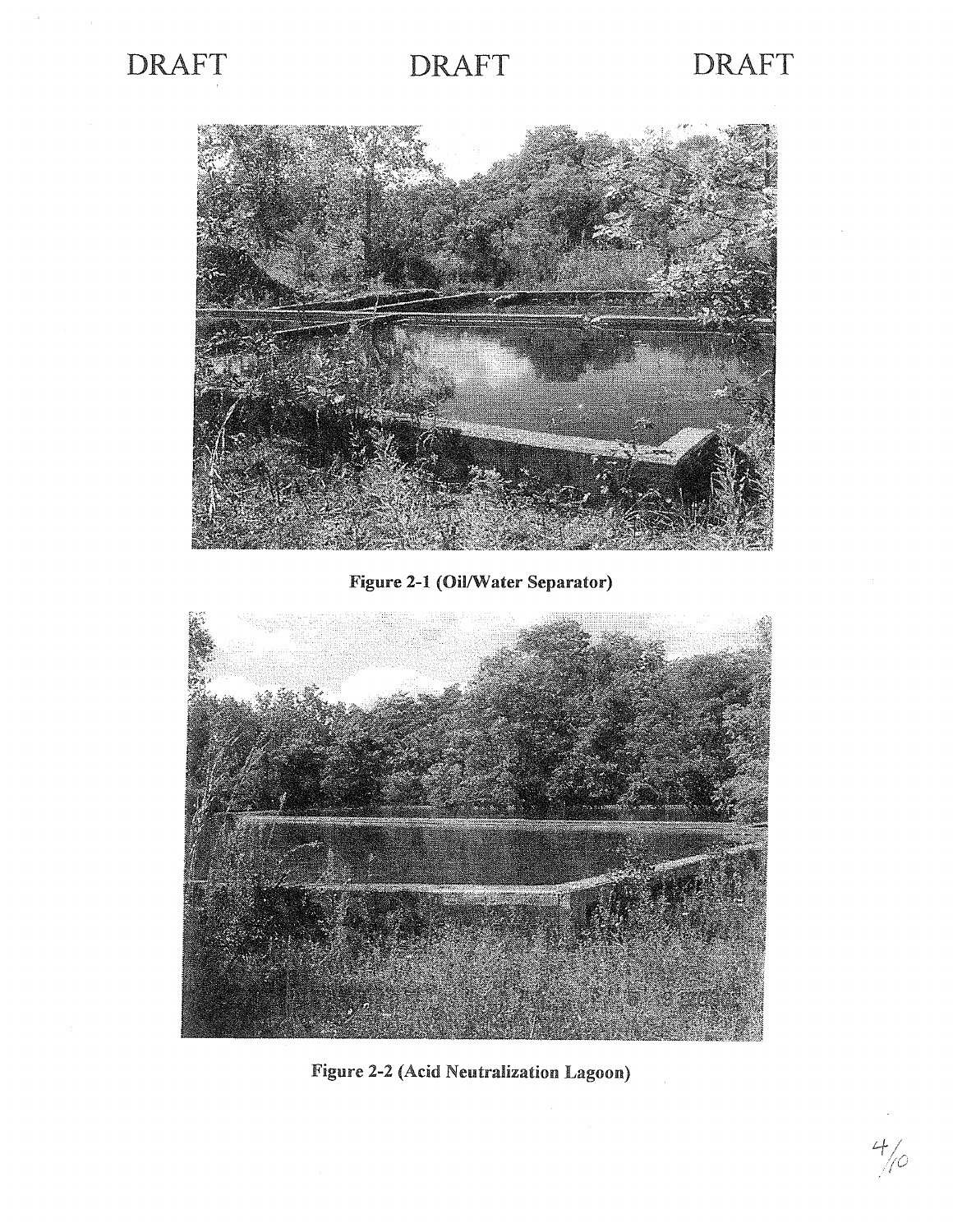DRAFT DRAFT DRAFT

**Figure 2-1 (Oil/Water Separator)**

**Figure 2-2 (Acid Neutralization Lagoon)**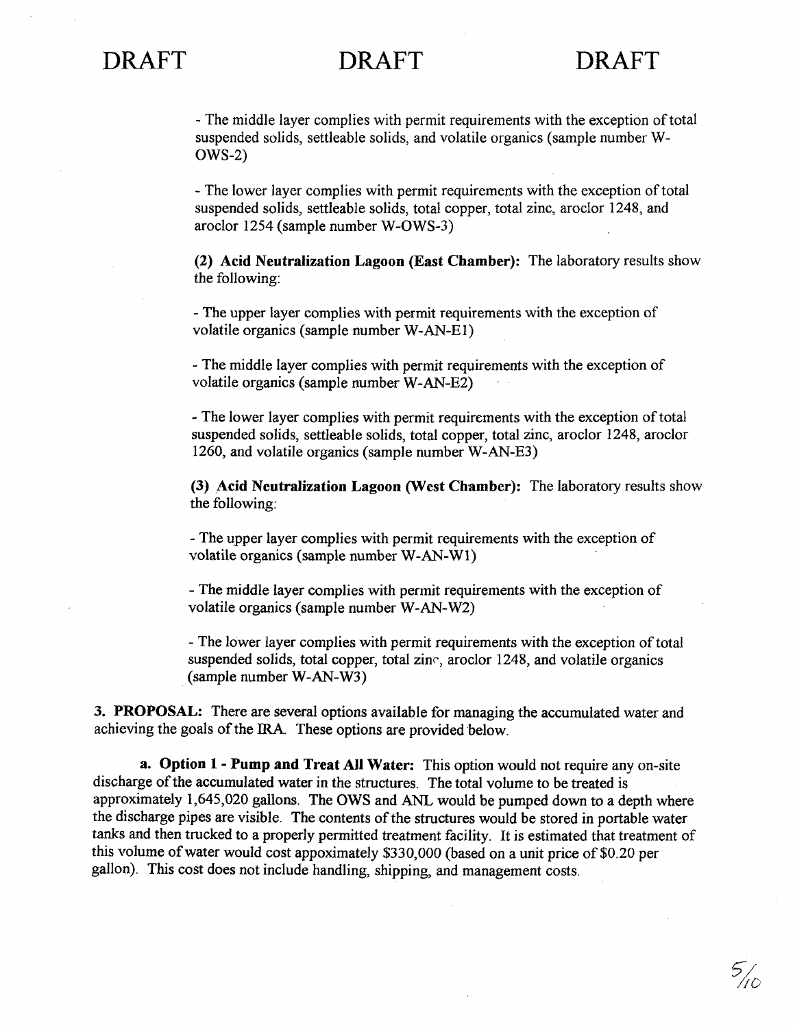DRAFT DRAFT DRAFT

- The middle layer complies with permit requirements with the exception of total suspended solids, settleable solids, and volatile organics (sample number W-OWS-2)

- The lower layer complies with permit requirements with the exception of total suspended solids, settleable solids, total copper, total zinc, aroclor 1248, and aroclor 1254 (sample number W-OWS-3)

**(2) Acid Neutralization Lagoon (East Chamber):** The laboratory results show the following:

- The upper layer complies with permit requirements with the exception of volatile organics (sample number W-AN-E1)

- The middle layer complies with permit requirements with the exception of volatile organics (sample number W-AN-E2)

- The lower layer complies with permit requirements with the exception of total suspended solids, settleable solids, total copper, total zinc, aroclor 1248, aroclor 1260, and volatile organics (sample number W-AN-E3)

**(3) Acid Neutralization Lagoon (West Chamber):** The laboratory results show the following:

- The upper layer complies with permit requirements with the exception of volatile organics (sample number W-AN-W1)

- The middle layer complies with permit requirements with the exception of volatile organics (sample number W-AN-W2)

- The lower layer complies with permit requirements with the exception of total suspended solids, total copper, total zinc, aroclor 1248, and volatile organics (sample number W-AN-W3)

**3. PROPOSAL:** There are several options available for managing the accumulated water and achieving the goals of the IRA. These options are provided below.

**a. Option 1 - Pump and Treat All Water:** This option would not require any on-site discharge of the accumulated water in the structures. The total volume to be treated is approximately 1,645,020 gallons. The OWS and ANL would be pumped down to a depth where the discharge pipes are visible. The contents of the structures would be stored in portable water tanks and then trucked to a properly permitted treatment facility. It is estimated that treatment of this volume of water would cost appoximately $330,000 (based on a unit price of $0.20 per gallon). This cost does not include handling, shipping, and management costs.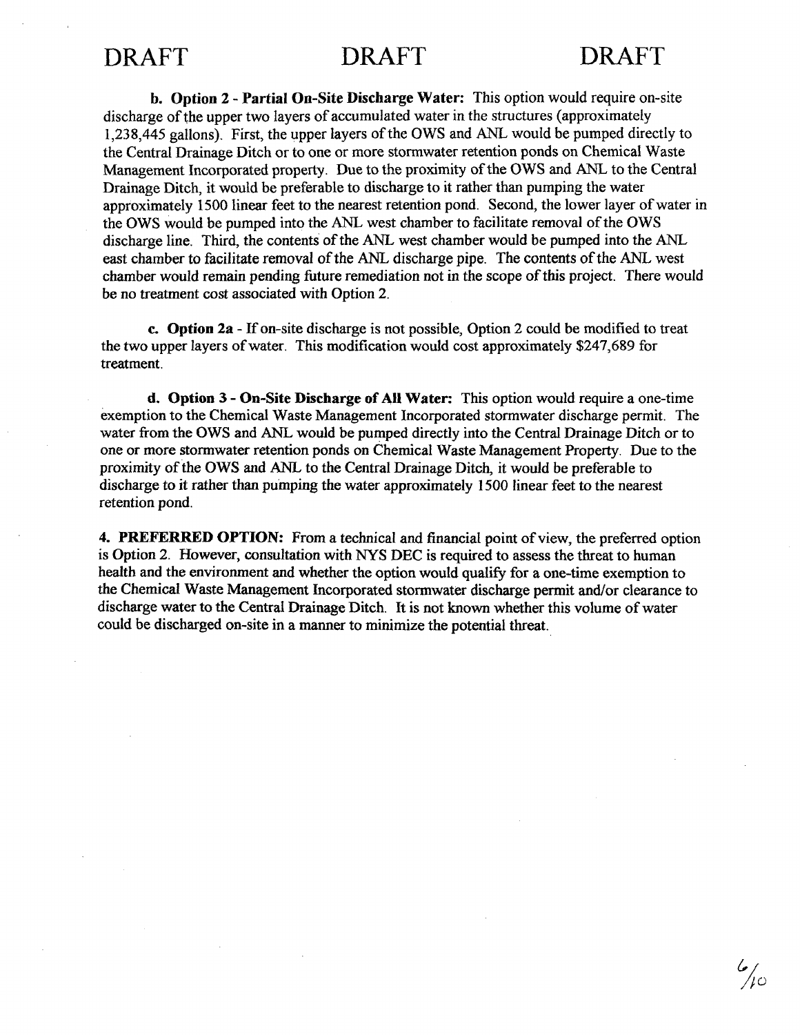DRAFT DRAFT DRAFT

**b. Option 2 - Partial On-Site Discharge Water:** This option would require on-site discharge of the upper two layers of accumulated water in the structures (approximately 1,238,445 gallons). First, the upper layers of the OWS and ANL would be pumped directly to the Central Drainage Ditch or to one or more stormwater retention ponds on Chemical Waste Management Incorporated property. Due to the proximity of the OWS and ANL to the Central Drainage Ditch, it would be preferable to discharge to it rather than pumping the water approximately 1500 linear feet to the nearest retention pond. Second, the lower layer of water in the OWS would be pumped into the ANL west chamber to facilitate removal of the OWS discharge line. Third, the contents of the ANL west chamber would be pumped into the ANL east chamber to facilitate removal of the ANL discharge pipe. The contents of the ANL west chamber would remain pending future remediation not in the scope of this project. There would be no treatment cost associated with Option 2.

**c. Option 2a** - If on-site discharge is not possible, Option 2 could be modified to treat the two upper layers of water. This modification would cost approximately $247,689 for treatment.

**d. Option 3 - On-Site Discharge of All Water:** This option would require a one-time exemption to the Chemical Waste Management Incorporated stormwater discharge permit. The water from the OWS and ANL would be pumped directly into the Central Drainage Ditch or to one or more stormwater retention ponds on Chemical Waste Management Property. Due to the proximity of the OWS and ANL to the Central Drainage Ditch, it would be preferable to discharge to it rather than pumping the water approximately 1500 linear feet to the nearest retention pond.

**4. PREFERRED OPTION:** From a technical and financial point of view, the preferred option is Option 2. However, consultation with NYS DEC is required to assess the threat to human health and the environment and whether the option would qualify for a one-time exemption to the Chemical Waste Management Incorporated stormwater discharge permit and/or clearance to discharge water to the Central Drainage Ditch. It is not known whether this volume of water could be discharged on-site in a manner to minimize the potential threat.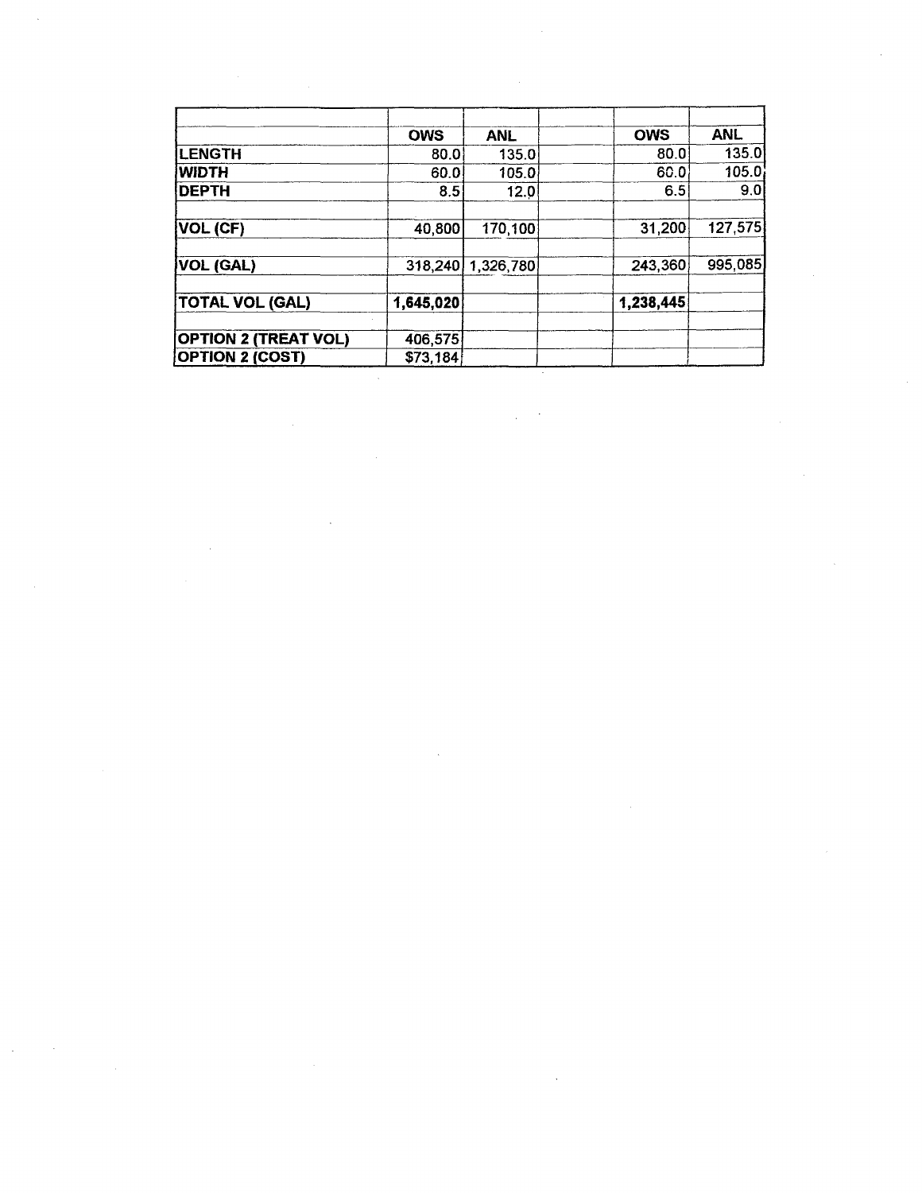| | OWS | ANL | | OWS | ANL |
|---|---|---|---|---|---|
| | | | | | |
| LENGTH | 80.0 | 135.0 | | 80.0 | 135.0 |
| WIDTH | 60.0 | 105.0 | | 60.0 | 105.0 |
| DEPTH | 8.5 | 12.0 | | 6.5 | 9.0 |
| | | | | | |
| VOL (CF) | 40,800 | 170,100 | | 31,200 | 127,575 |
| | | | | | |
| VOL (GAL) | 318,240 | 1,326,780 | | 243,360 | 995,085 |
| | | | | | |
| TOTAL VOL (GAL) | 1,645,020 | | | 1,238,445 | |
| | | | | | |
| OPTION 2 (TREAT VOL) | 406,575 | | | | |
| OPTION 2 (COST) | $73,184 | | | | |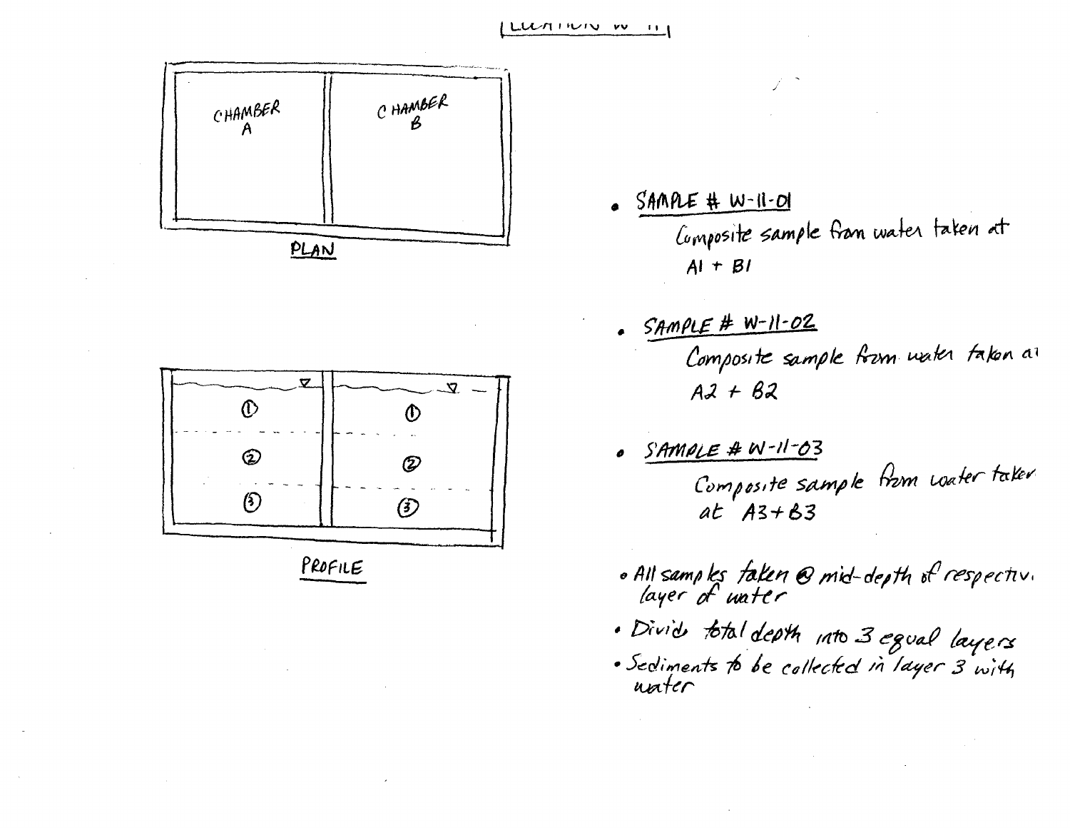LOCATION W-11

CHAMBER A

CHAMBER B

PLAN

① ② ③ ① ② ③

PROFILE

- SAMPLE # W-11-01
  Composite sample from water taken at A1 + B1

- SAMPLE # W-11-02
  Composite sample from water taken at A2 + B2

- SAMPLE # W-11-03
  Composite sample from water taken at A3+B3

- All samples taken @ mid-depth of respective layer of water
- Divide total depth into 3 equal layers
- Sediments to be collected in layer 3 with water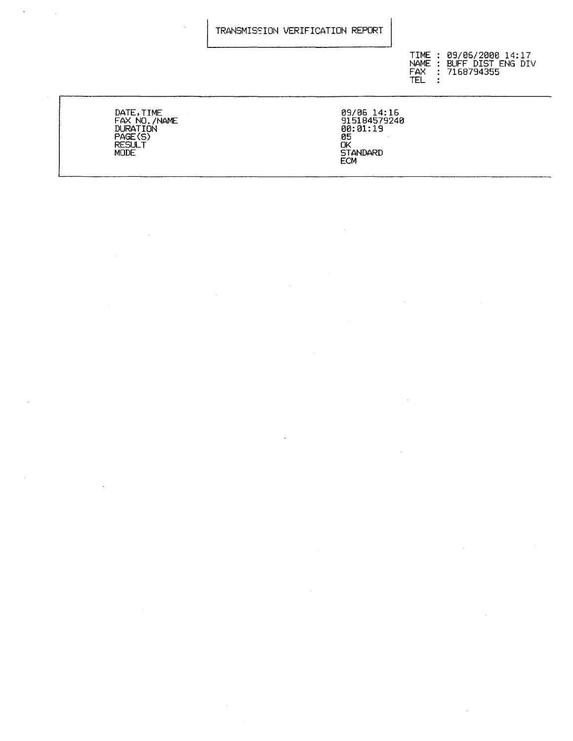# TRANSMISSION VERIFICATION REPORT

TIME : 09/06/2000 14:17
NAME : BUFF DIST ENG DIV
FAX : 7168794355
TEL :

| | |
|---|---|
| DATE,TIME | 09/06 14:16 |
| FAX NO./NAME | 915184579240 |
| DURATION | 00:01:19 |
| PAGE(S) | 05 |
| RESULT | OK |
| MODE | STANDARD<br>ECM |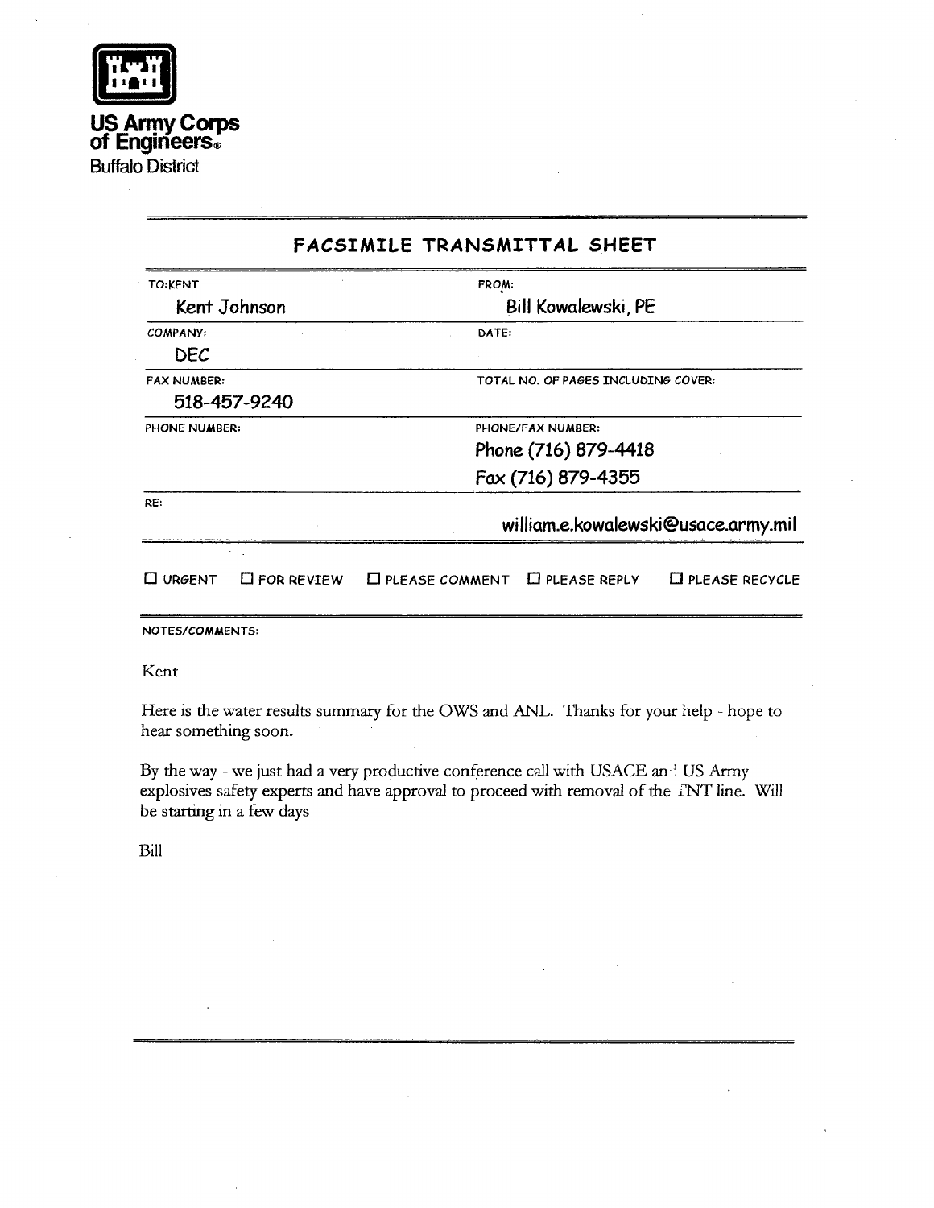**US Army Corps of Engineers®**
Buffalo District

## FACSIMILE TRANSMITTAL SHEET

| TO: KENT | FROM: |
|---|---|
| Kent Johnson | Bill Kowalewski, PE |
| COMPANY: | DATE: |
| DEC | |
| FAX NUMBER: | TOTAL NO. OF PAGES INCLUDING COVER: |
| 518-457-9240 | |
| PHONE NUMBER: | PHONE/FAX NUMBER: |
| | Phone (716) 879-4418 |
| | Fax (716) 879-4355 |
| RE: | william.e.kowalewski@usace.army.mil |

☐ URGENT ☐ FOR REVIEW ☐ PLEASE COMMENT ☐ PLEASE REPLY ☐ PLEASE RECYCLE

NOTES/COMMENTS:

Kent

Here is the water results summary for the OWS and ANL. Thanks for your help - hope to hear something soon.

By the way - we just had a very productive conference call with USACE and US Army explosives safety experts and have approval to proceed with removal of the TNT line. Will be starting in a few days

Bill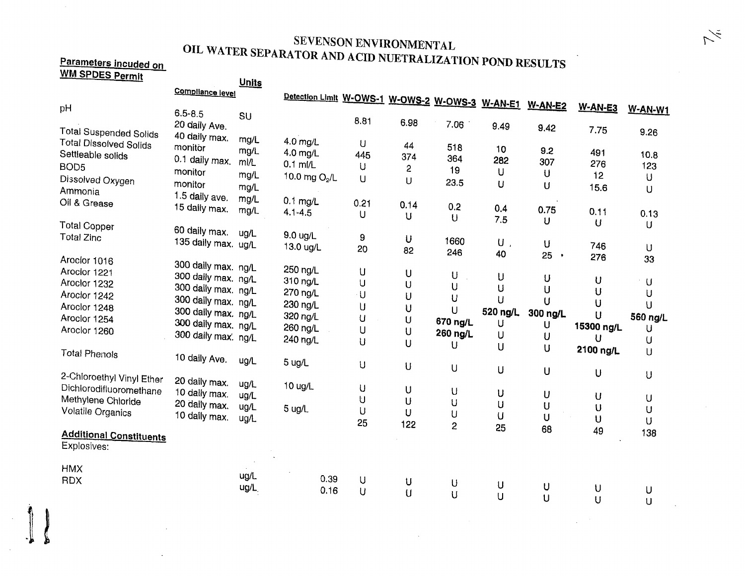# SEVENSON ENVIRONMENTAL

## OIL WATER SEPARATOR AND ACID NUETRALIZATION POND RESULTS

| Parameters incuded on WM SPDES Permit | Compliance level | Units | Detection Limit | W-OWS-1 | W-OWS-2 | W-OWS-3 | W-AN-E1 | W-AN-E2 | W-AN-E3 | W-AN-W1 |
|---|---|---|---|---|---|---|---|---|---|---|
| pH | 6.5-8.5 | SU | | 8.81 | 6.98 | 7.06 | 9.49 | 9.42 | 7.75 | 9.26 |
| Total Suspended Solids | 20 daily Ave. 40 daily max. | mg/L | 4.0 mg/L | U | 44 | 518 | 10 | 9.2 | 491 | 10.8 |
| Total Dissolved Solids | monitor | mg/L | 4.0 mg/L | 445 | 374 | 364 | 282 | 307 | 276 | 123 |
| Settleable solids | 0.1 daily max. | ml/L | 0.1 ml/L | U | 2 | 19 | U | U | 12 | U |
| BOD5 | monitor | mg/L | 10.0 mg $O_2$/L | U | U | 23.5 | U | U | 15.6 | U |
| Dissolved Oxygen | monitor | mg/L | | | | | | | | |
| Ammonia | 1.5 daily ave. | mg/L | 0.1 mg/L | 0.21 | 0.14 | 0.2 | 0.4 | 0.75 | 0.11 | 0.13 |
| Oil & Grease | 15 daily max. | mg/L | 4.1-4.5 | U | U | U | 7.5 | U | U | U |
| Total Copper | 60 daily max. | ug/L | 9.0 ug/L | 9 | U | 1660 | U | U | 746 | U |
| Total Zinc | 135 daily max. | ug/L | 13.0 ug/L | 20 | 82 | 246 | 40 | 25 | 276 | 33 |
| Aroclor 1016 | 300 daily max. | ng/L | 250 ng/L | U | U | U | U | U | U | U |
| Aroclor 1221 | 300 daily max. | ng/L | 310 ng/L | U | U | U | U | U | U | U |
| Aroclor 1232 | 300 daily max. | ng/L | 270 ng/L | U | U | U | U | U | U | U |
| Aroclor 1242 | 300 daily max. | ng/L | 230 ng/L | U | U | U | U | U | U | U |
| Aroclor 1248 | 300 daily max. | ng/L | 320 ng/L | U | U | U | **520 ng/L** | **300 ng/L** | U | **560 ng/L** |
| Aroclor 1254 | 300 daily max. | ng/L | 260 ng/L | U | U | **670 ng/L** | U | U | **15300 ng/L** | U |
| Aroclor 1260 | 300 daily max. | ng/L | 240 ng/L | U | U | **260 ng/L** | U | U | U | U |
| Total Phenols | 10 daily Ave. | ug/L | 5 ug/L | U | U | U | U | U | **2100 ng/L** | U |
| 2-Chloroethyl Vinyl Ether | 20 daily max. | ug/L | 10 ug/L | U | U | U | U | U | U | U |
| Dichlorodifluoromethane | 10 daily max. | ug/L | | U | U | U | U | U | U | U |
| Methylene Chloride | 20 daily max. | ug/L | 5 ug/L | U | U | U | U | U | U | U |
| Volatile Organics | 10 daily max. | ug/L | | 25 | 122 | 2 | 25 | 68 | 49 | 138 |
| **Additional Constituents** | | | | | | | | | | |
| Explosives: | | | | | | | | | | |
| HMX | | ug/L | 0.39 | U | U | U | U | U | U | U |
| RDX | | ug/L | 0.16 | U | U | U | U | U | U | U |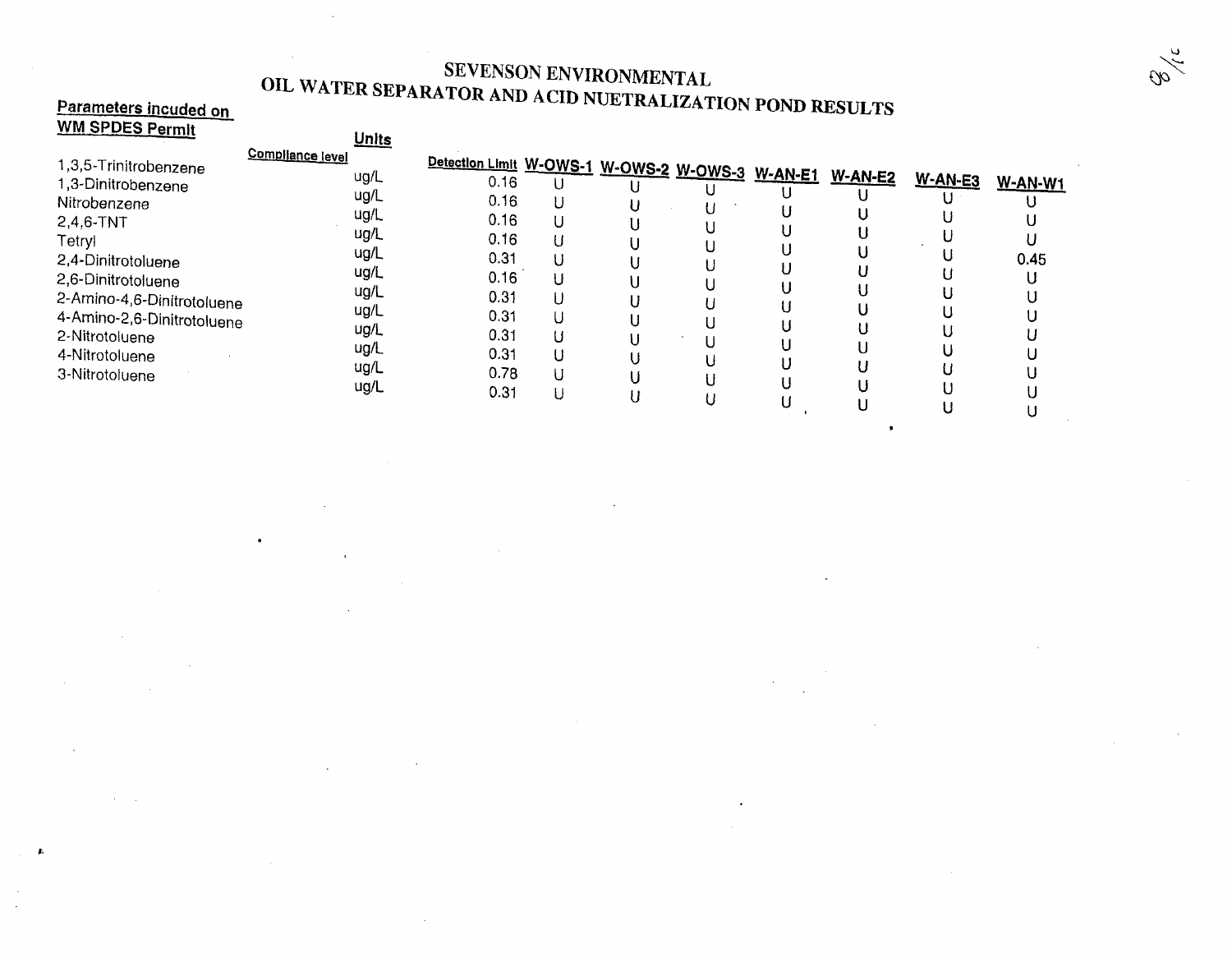# SEVENSON ENVIRONMENTAL

## OIL WATER SEPARATOR AND ACID NUETRALIZATION POND RESULTS

| Parameters incuded on WM SPDES Permit | Compliance level | Units | Detection Limit | W-OWS-1 | W-OWS-2 | W-OWS-3 | W-AN-E1 | W-AN-E2 | W-AN-E3 | W-AN-W1 |
|---|---|---|---|---|---|---|---|---|---|---|
| 1,3,5-Trinitrobenzene | | ug/L | 0.16 | U | U | U | U | U | U | U |
| 1,3-Dinitrobenzene | | ug/L | 0.16 | U | U | U | U | U | U | U |
| Nitrobenzene | | ug/L | 0.16 | U | U | U | U | U | U | U |
| 2,4,6-TNT | | ug/L | 0.16 | U | U | U | U | U | U | U |
| Tetryl | | ug/L | 0.31 | U | U | U | U | U | U | 0.45 |
| 2,4-Dinitrotoluene | | ug/L | 0.16 | U | U | U | U | U | U | U |
| 2,6-Dinitrotoluene | | ug/L | 0.31 | U | U | U | U | U | U | U |
| 2-Amino-4,6-Dinitrotoluene | | ug/L | 0.31 | U | U | U | U | U | U | U |
| 4-Amino-2,6-Dinitrotoluene | | ug/L | 0.31 | U | U | U | U | U | U | U |
| 2-Nitrotoluene | | ug/L | 0.31 | U | U | U | U | U | U | U |
| 4-Nitrotoluene | | ug/L | 0.78 | U | U | U | U | U | U | U |
| 3-Nitrotoluene | | ug/L | 0.31 | U | U | U | U | U | U | U |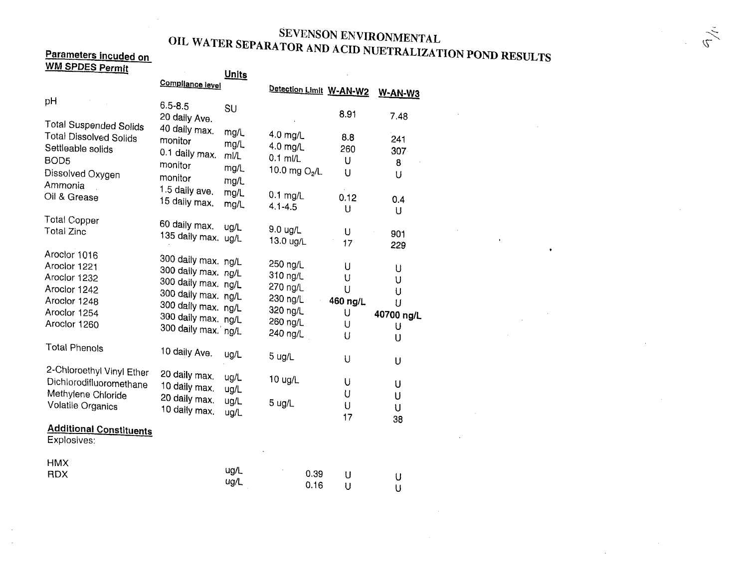# SEVENSON ENVIRONMENTAL
## OIL WATER SEPARATOR AND ACID NUETRALIZATION POND RESULTS

| Parameters incuded on WM SPDES Permit | Compliance level | Units | Detection Limit | W-AN-W2 | W-AN-W3 |
|---|---|---|---|---|---|
| pH | 6.5-8.5 | SU | | 8.91 | 7.48 |
| Total Suspended Solids | 20 daily Ave. 40 daily max. | mg/L | 4.0 mg/L | 8.8 | 241 |
| Total Dissolved Solids | monitor | mg/L | 4.0 mg/L | 260 | 307 |
| Settleable solids | 0.1 daily max. | ml/L | 0.1 ml/L | U | 8 |
| BOD5 | monitor | mg/L | 10.0 mg $O_2$/L | U | U |
| Dissolved Oxygen | monitor | mg/L | | | |
| Ammonia | 1.5 daily ave. | mg/L | 0.1 mg/L | 0.12 | 0.4 |
| Oil & Grease | 15 daily max. | mg/L | 4.1-4.5 | U | U |
| Total Copper | 60 daily max. | ug/L | 9.0 ug/L | U | 901 |
| Total Zinc | 135 daily max. | ug/L | 13.0 ug/L | 17 | 229 |
| Aroclor 1016 | 300 daily max. | ng/L | 250 ng/L | U | U |
| Aroclor 1221 | 300 daily max. | ng/L | 310 ng/L | U | U |
| Aroclor 1232 | 300 daily max. | ng/L | 270 ng/L | U | U |
| Aroclor 1242 | 300 daily max. | ng/L | 230 ng/L | **460 ng/L** | U |
| Aroclor 1248 | 300 daily max. | ng/L | 320 ng/L | U | **40700 ng/L** |
| Aroclor 1254 | 300 daily max. | ng/L | 260 ng/L | U | U |
| Aroclor 1260 | 300 daily max. | ng/L | 240 ng/L | U | U |
| Total Phenols | 10 daily Ave. | ug/L | 5 ug/L | U | U |
| 2-Chloroethyl Vinyl Ether | 20 daily max. | ug/L | 10 ug/L | U | U |
| Dichlorodifluoromethane | 10 daily max. | ug/L | | U | U |
| Methylene Chloride | 20 daily max. | ug/L | 5 ug/L | U | U |
| Volatile Organics | 10 daily max. | ug/L | | 17 | 38 |
| **Additional Constituents** | | | | | |
| Explosives: | | | | | |
| HMX | | ug/L | 0.39 | U | U |
| RDX | | ug/L | 0.16 | U | U |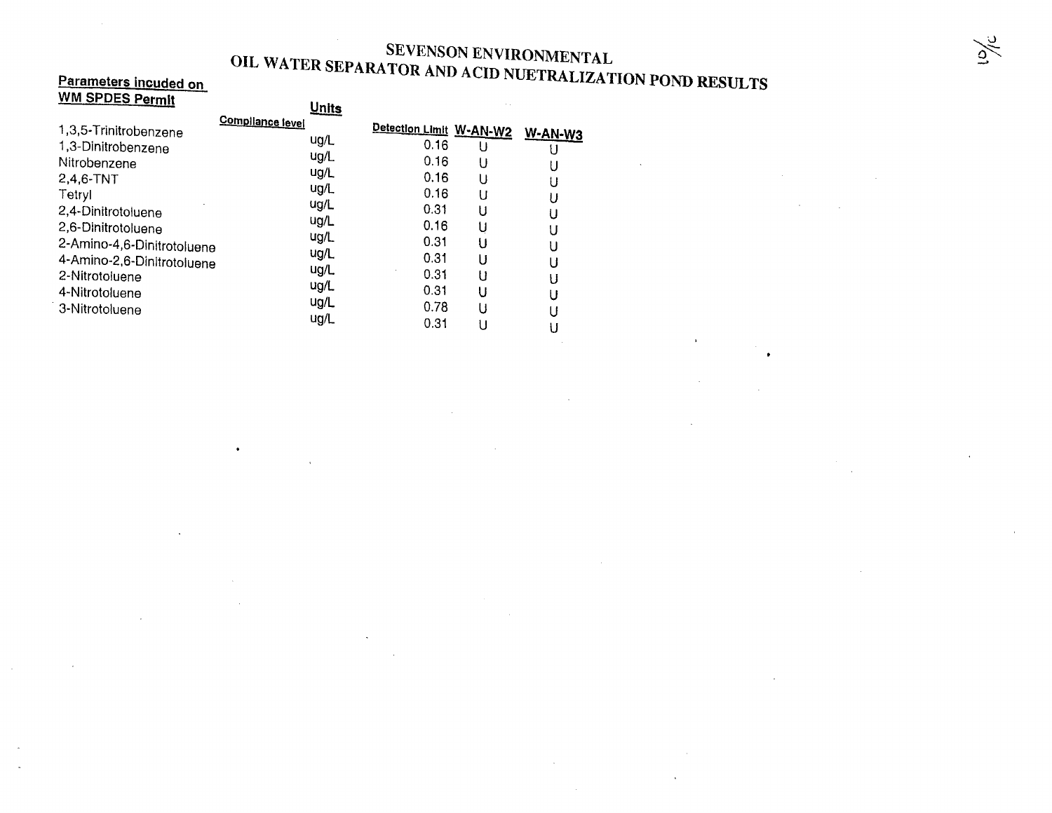# SEVENSON ENVIRONMENTAL

## OIL WATER SEPARATOR AND ACID NUETRALIZATION POND RESULTS

**Parameters incuded on WM SPDES Permit**

| | Compliance level | Units | Detection Limit | W-AN-W2 | W-AN-W3 |
|---|---|---|---|---|---|
| 1,3,5-Trinitrobenzene | | ug/L | 0.16 | U | U |
| 1,3-Dinitrobenzene | | ug/L | 0.16 | U | U |
| Nitrobenzene | | ug/L | 0.16 | U | U |
| 2,4,6-TNT | | ug/L | 0.16 | U | U |
| Tetryl | | ug/L | 0.31 | U | U |
| 2,4-Dinitrotoluene | | ug/L | 0.16 | U | U |
| 2,6-Dinitrotoluene | | ug/L | 0.31 | U | U |
| 2-Amino-4,6-Dinitrotoluene | | ug/L | 0.31 | U | U |
| 4-Amino-2,6-Dinitrotoluene | | ug/L | 0.31 | U | U |
| 2-Nitrotoluene | | ug/L | 0.31 | U | U |
| 4-Nitrotoluene | | ug/L | 0.78 | U | U |
| 3-Nitrotoluene | | ug/L | 0.31 | U | U |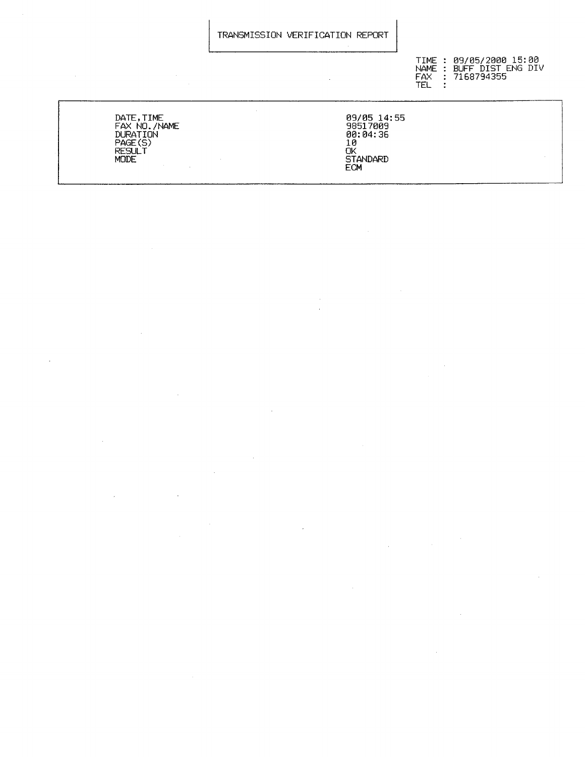# TRANSMISSION VERIFICATION REPORT

TIME : 09/05/2000 15:00
NAME : BUFF DIST ENG DIV
FAX : 7168794355
TEL :

| | |
|---|---|
| DATE,TIME | 09/05 14:55 |
| FAX NO./NAME | 98517009 |
| DURATION | 00:04:36 |
| PAGE(S) | 10 |
| RESULT | OK |
| MODE | STANDARD<br>ECM |